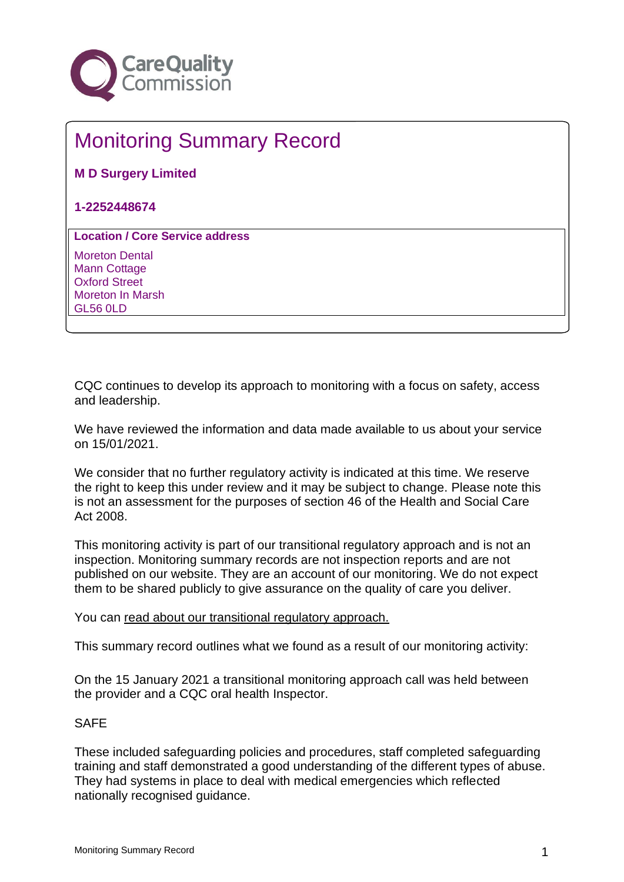# Monitoring Summary Record

**M D Surgery Limited**

**1-2252448674**

**Location / Core Service address**

Moreton Dental
Mann Cottage
Oxford Street
Moreton In Marsh
GL56 0LD

CQC continues to develop its approach to monitoring with a focus on safety, access and leadership.

We have reviewed the information and data made available to us about your service on 15/01/2021.

We consider that no further regulatory activity is indicated at this time. We reserve the right to keep this under review and it may be subject to change. Please note this is not an assessment for the purposes of section 46 of the Health and Social Care Act 2008.

This monitoring activity is part of our transitional regulatory approach and is not an inspection. Monitoring summary records are not inspection reports and are not published on our website. They are an account of our monitoring. We do not expect them to be shared publicly to give assurance on the quality of care you deliver.

You can read about our transitional regulatory approach.

This summary record outlines what we found as a result of our monitoring activity:

On the 15 January 2021 a transitional monitoring approach call was held between the provider and a CQC oral health Inspector.

SAFE

These included safeguarding policies and procedures, staff completed safeguarding training and staff demonstrated a good understanding of the different types of abuse. They had systems in place to deal with medical emergencies which reflected nationally recognised guidance.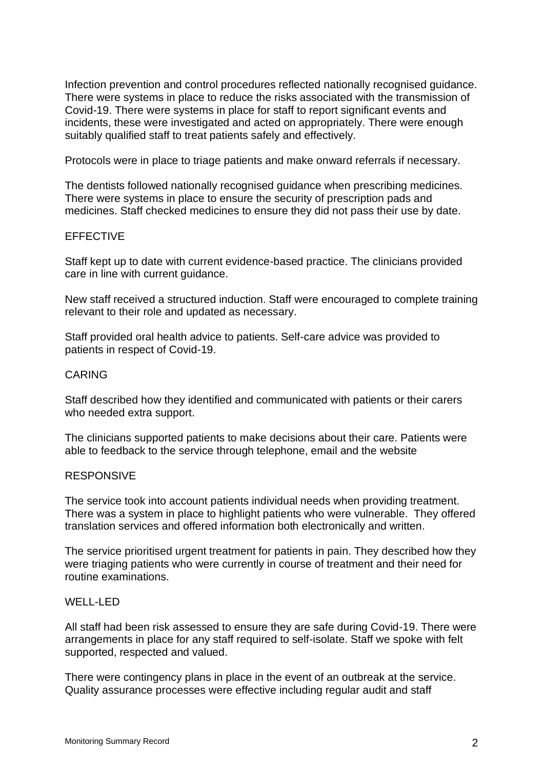Infection prevention and control procedures reflected nationally recognised guidance. There were systems in place to reduce the risks associated with the transmission of Covid-19. There were systems in place for staff to report significant events and incidents, these were investigated and acted on appropriately. There were enough suitably qualified staff to treat patients safely and effectively.

Protocols were in place to triage patients and make onward referrals if necessary.

The dentists followed nationally recognised guidance when prescribing medicines. There were systems in place to ensure the security of prescription pads and medicines. Staff checked medicines to ensure they did not pass their use by date.

## EFFECTIVE

Staff kept up to date with current evidence-based practice. The clinicians provided care in line with current guidance.

New staff received a structured induction. Staff were encouraged to complete training relevant to their role and updated as necessary.

Staff provided oral health advice to patients. Self-care advice was provided to patients in respect of Covid-19.

## CARING

Staff described how they identified and communicated with patients or their carers who needed extra support.

The clinicians supported patients to make decisions about their care. Patients were able to feedback to the service through telephone, email and the website

## RESPONSIVE

The service took into account patients individual needs when providing treatment. There was a system in place to highlight patients who were vulnerable. They offered translation services and offered information both electronically and written.

The service prioritised urgent treatment for patients in pain. They described how they were triaging patients who were currently in course of treatment and their need for routine examinations.

## WELL-LED

All staff had been risk assessed to ensure they are safe during Covid-19. There were arrangements in place for any staff required to self-isolate. Staff we spoke with felt supported, respected and valued.

There were contingency plans in place in the event of an outbreak at the service. Quality assurance processes were effective including regular audit and staff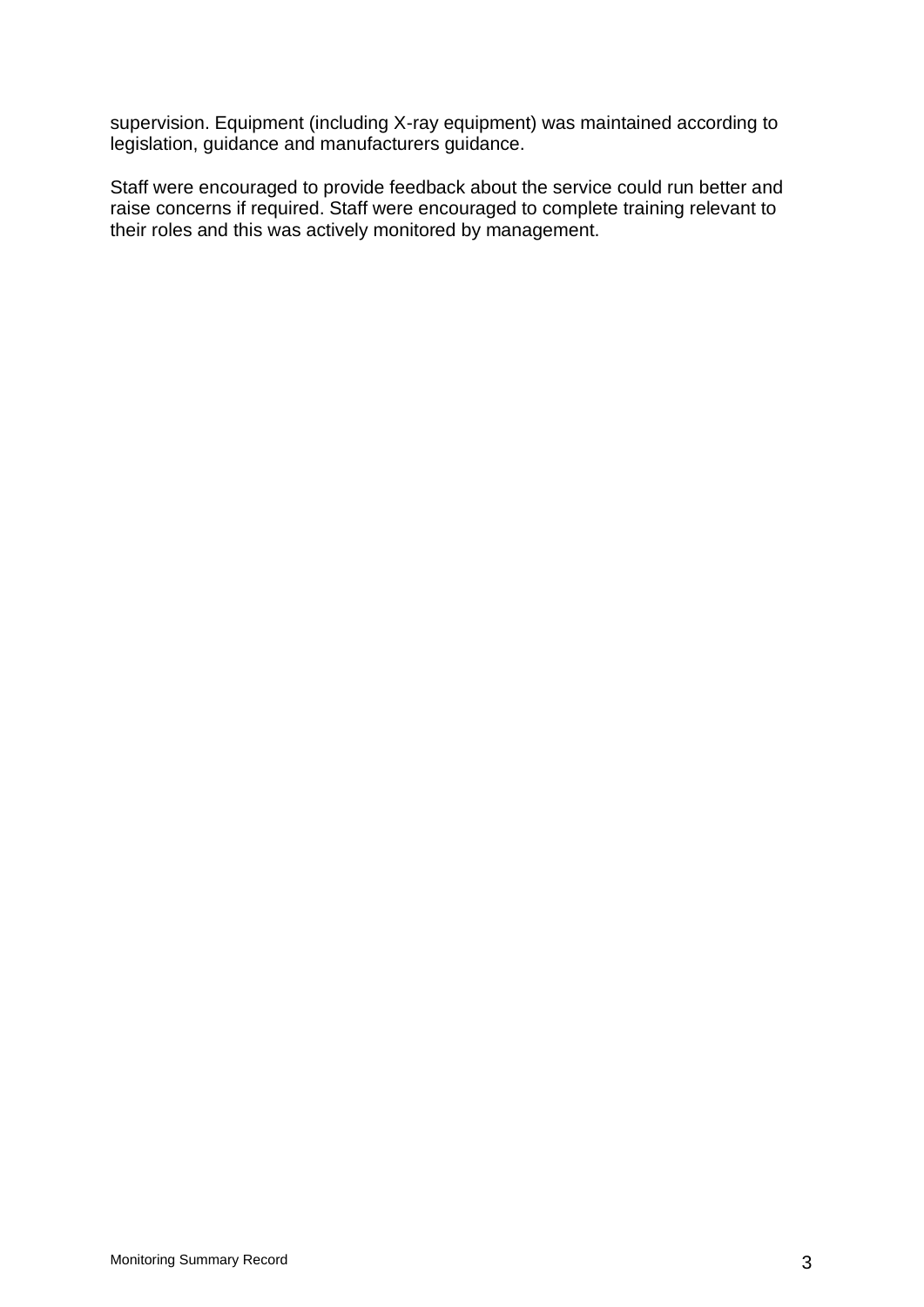supervision. Equipment (including X-ray equipment) was maintained according to legislation, guidance and manufacturers guidance.

Staff were encouraged to provide feedback about the service could run better and raise concerns if required. Staff were encouraged to complete training relevant to their roles and this was actively monitored by management.